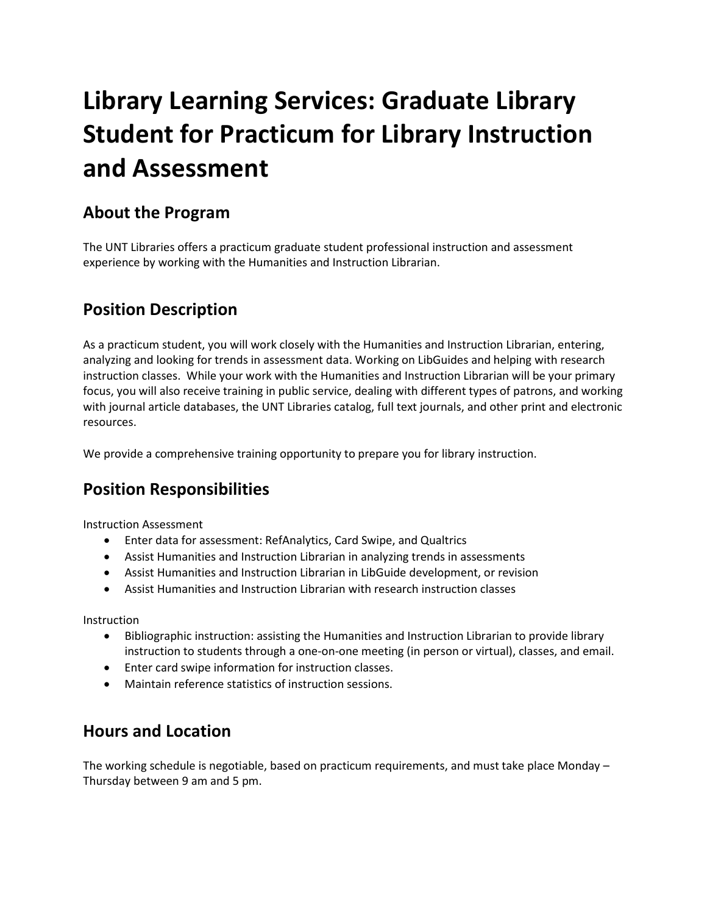# Library Learning Services: Graduate Library Student for Practicum for Library Instruction and Assessment

## About the Program

The UNT Libraries offers a practicum graduate student professional instruction and assessment experience by working with the Humanities and Instruction Librarian.

## Position Description

As a practicum student, you will work closely with the Humanities and Instruction Librarian, entering, analyzing and looking for trends in assessment data. Working on LibGuides and helping with research instruction classes. While your work with the Humanities and Instruction Librarian will be your primary focus, you will also receive training in public service, dealing with different types of patrons, and working with journal article databases, the UNT Libraries catalog, full text journals, and other print and electronic resources.

We provide a comprehensive training opportunity to prepare you for library instruction.

## Position Responsibilities

Instruction Assessment

- Enter data for assessment: RefAnalytics, Card Swipe, and Qualtrics
- Assist Humanities and Instruction Librarian in analyzing trends in assessments
- Assist Humanities and Instruction Librarian in LibGuide development, or revision
- Assist Humanities and Instruction Librarian with research instruction classes

Instruction

- Bibliographic instruction: assisting the Humanities and Instruction Librarian to provide library instruction to students through a one-on-one meeting (in person or virtual), classes, and email.
- Enter card swipe information for instruction classes.
- Maintain reference statistics of instruction sessions.

## Hours and Location

The working schedule is negotiable, based on practicum requirements, and must take place Monday – Thursday between 9 am and 5 pm.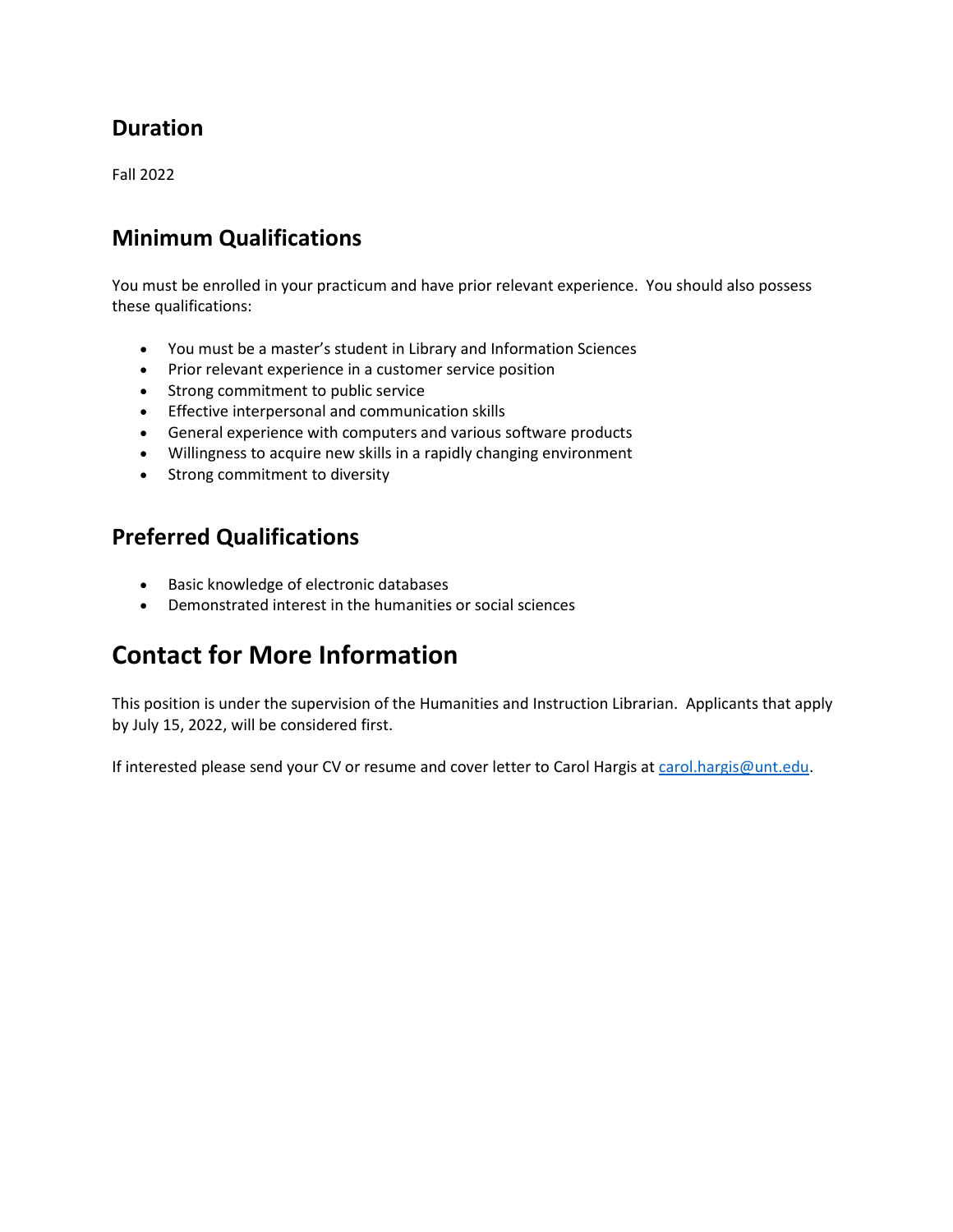## Duration

Fall 2022

## Minimum Qualifications

You must be enrolled in your practicum and have prior relevant experience. You should also possess these qualifications:

- You must be a master's student in Library and Information Sciences
- Prior relevant experience in a customer service position
- Strong commitment to public service
- Effective interpersonal and communication skills
- General experience with computers and various software products
- Willingness to acquire new skills in a rapidly changing environment
- Strong commitment to diversity

## Preferred Qualifications

- Basic knowledge of electronic databases
- Demonstrated interest in the humanities or social sciences

# Contact for More Information

This position is under the supervision of the Humanities and Instruction Librarian. Applicants that apply by July 15, 2022, will be considered first.

If interested please send your CV or resume and cover letter to Carol Hargis at carol.hargis@unt.edu.